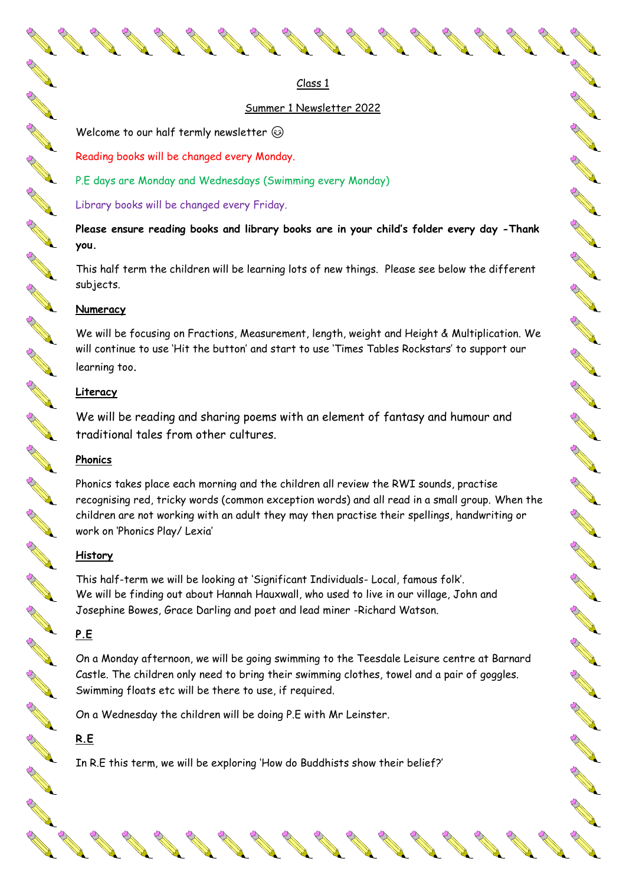# Class 1

## Summer 1 Newsletter 2022

Welcome to our half termly newsletter 😉

Reading books will be changed every Monday.

P.E days are Monday and Wednesdays (Swimming every Monday)

Library books will be changed every Friday.

**Please ensure reading books and library books are in your child's folder every day -Thank you.**

This half term the children will be learning lots of new things. Please see below the different subjects.

### Numeracy

We will be focusing on Fractions, Measurement, length, weight and Height & Multiplication. We will continue to use 'Hit the button' and start to use 'Times Tables Rockstars' to support our learning too.

### Literacy

We will be reading and sharing poems with an element of fantasy and humour and traditional tales from other cultures.

### Phonics

Phonics takes place each morning and the children all review the RWI sounds, practise recognising red, tricky words (common exception words) and all read in a small group. When the children are not working with an adult they may then practise their spellings, handwriting or work on 'Phonics Play/ Lexia'

### History

This half-term we will be looking at 'Significant Individuals- Local, famous folk'.
We will be finding out about Hannah Hauxwall, who used to live in our village, John and Josephine Bowes, Grace Darling and poet and lead miner -Richard Watson.

### P.E

On a Monday afternoon, we will be going swimming to the Teesdale Leisure centre at Barnard Castle. The children only need to bring their swimming clothes, towel and a pair of goggles. Swimming floats etc will be there to use, if required.

On a Wednesday the children will be doing P.E with Mr Leinster.

### R.E

In R.E this term, we will be exploring 'How do Buddhists show their belief?'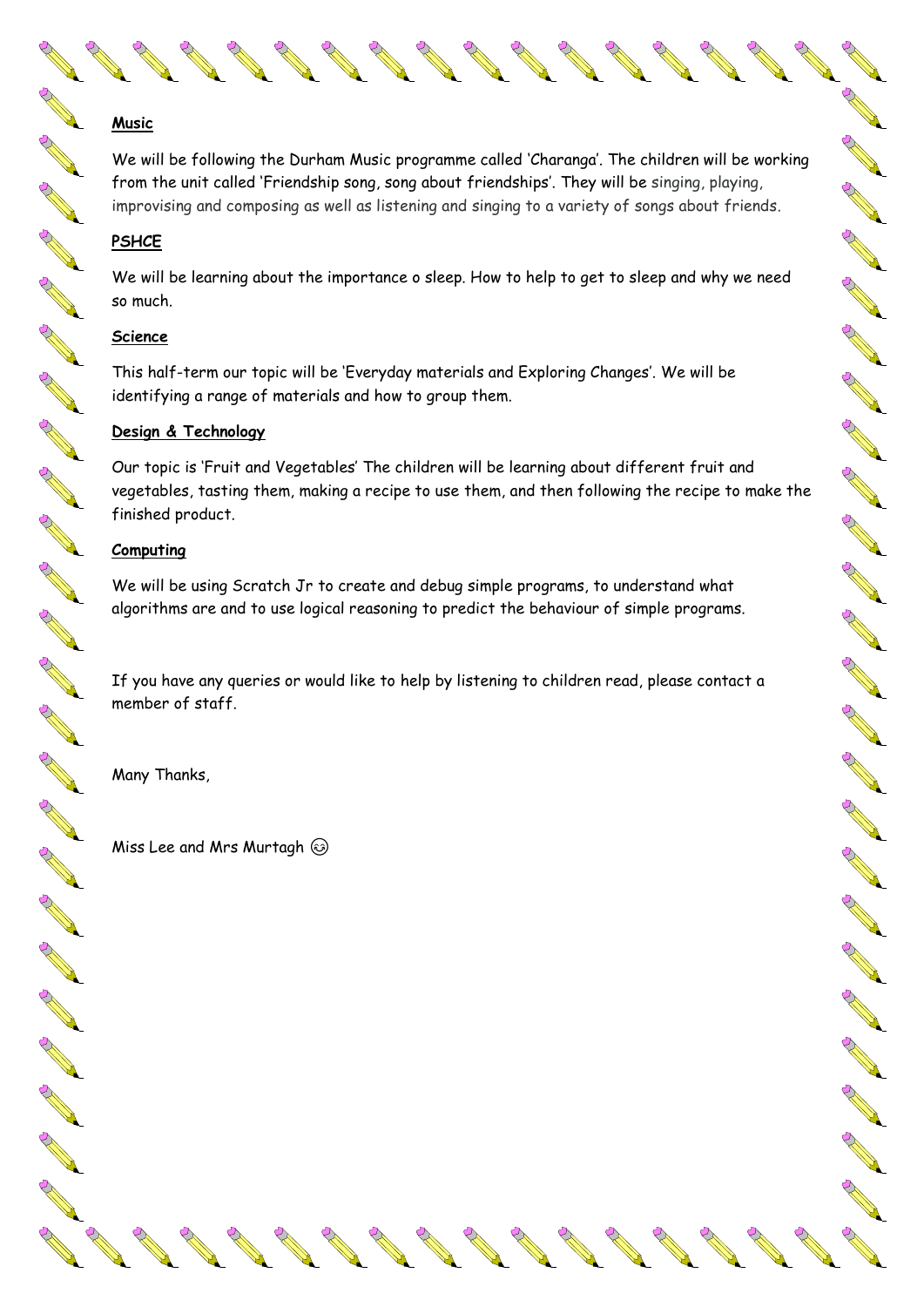**Music**

We will be following the Durham Music programme called 'Charanga'. The children will be working from the unit called 'Friendship song, song about friendships'. They will be singing, playing, improvising and composing as well as listening and singing to a variety of songs about friends.

**PSHCE**

We will be learning about the importance o sleep. How to help to get to sleep and why we need so much.

**Science**

This half-term our topic will be 'Everyday materials and Exploring Changes'. We will be identifying a range of materials and how to group them.

**Design & Technology**

Our topic is 'Fruit and Vegetables' The children will be learning about different fruit and vegetables, tasting them, making a recipe to use them, and then following the recipe to make the finished product.

**Computing**

We will be using Scratch Jr to create and debug simple programs, to understand what algorithms are and to use logical reasoning to predict the behaviour of simple programs.

If you have any queries or would like to help by listening to children read, please contact a member of staff.

Many Thanks,

Miss Lee and Mrs Murtagh 😉